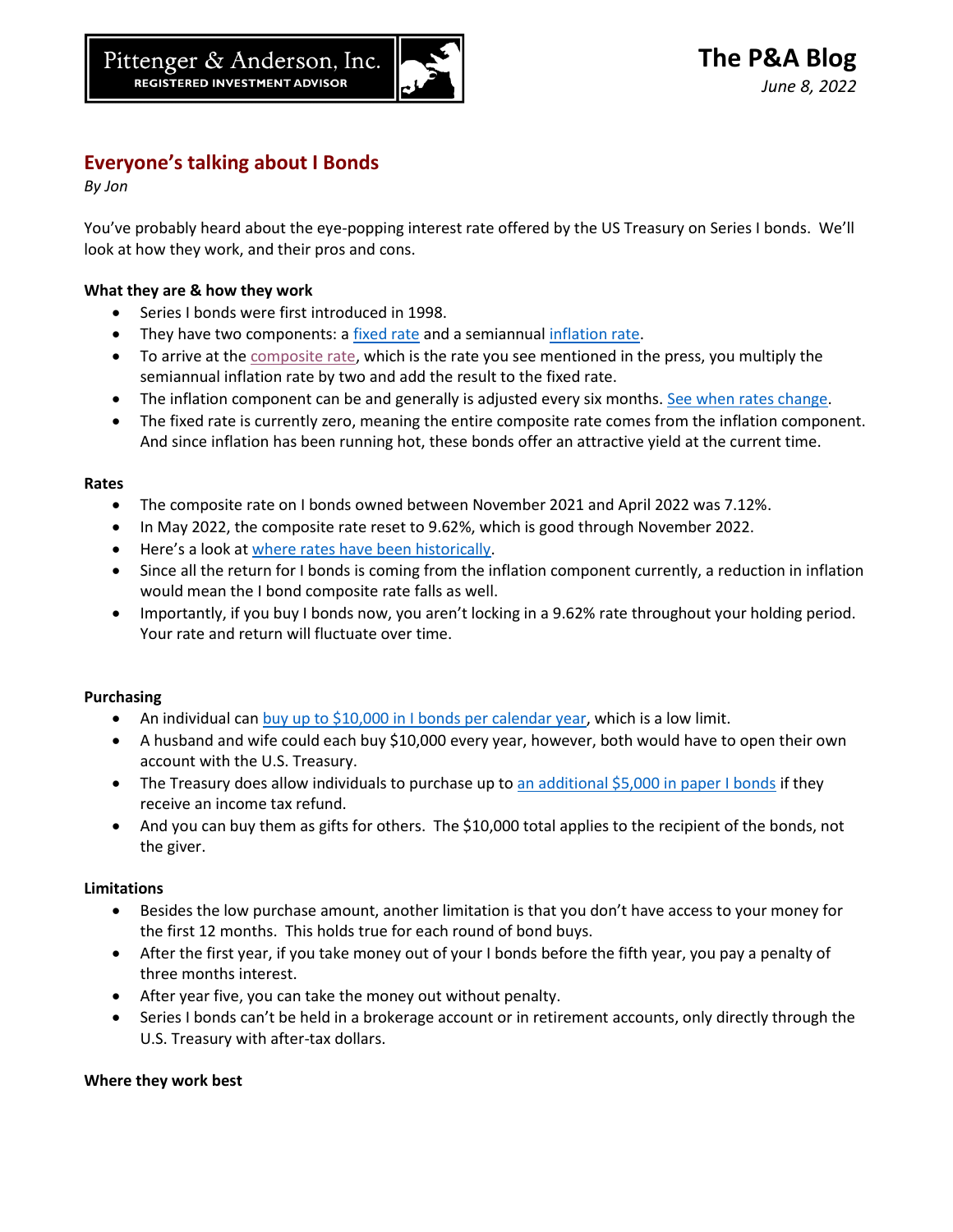Pittenger & Anderson, Inc.
REGISTERED INVESTMENT ADVISOR

# The P&A Blog

*June 8, 2022*

## Everyone's talking about I Bonds

*By Jon*

You've probably heard about the eye-popping interest rate offered by the US Treasury on Series I bonds. We'll look at how they work, and their pros and cons.

**What they are & how they work**

- Series I bonds were first introduced in 1998.
- They have two components: a fixed rate and a semiannual inflation rate.
- To arrive at the composite rate, which is the rate you see mentioned in the press, you multiply the semiannual inflation rate by two and add the result to the fixed rate.
- The inflation component can be and generally is adjusted every six months. See when rates change.
- The fixed rate is currently zero, meaning the entire composite rate comes from the inflation component. And since inflation has been running hot, these bonds offer an attractive yield at the current time.

**Rates**

- The composite rate on I bonds owned between November 2021 and April 2022 was 7.12%.
- In May 2022, the composite rate reset to 9.62%, which is good through November 2022.
- Here's a look at where rates have been historically.
- Since all the return for I bonds is coming from the inflation component currently, a reduction in inflation would mean the I bond composite rate falls as well.
- Importantly, if you buy I bonds now, you aren't locking in a 9.62% rate throughout your holding period. Your rate and return will fluctuate over time.

**Purchasing**

- An individual can buy up to $10,000 in I bonds per calendar year, which is a low limit.
- A husband and wife could each buy $10,000 every year, however, both would have to open their own account with the U.S. Treasury.
- The Treasury does allow individuals to purchase up to an additional $5,000 in paper I bonds if they receive an income tax refund.
- And you can buy them as gifts for others. The $10,000 total applies to the recipient of the bonds, not the giver.

**Limitations**

- Besides the low purchase amount, another limitation is that you don't have access to your money for the first 12 months. This holds true for each round of bond buys.
- After the first year, if you take money out of your I bonds before the fifth year, you pay a penalty of three months interest.
- After year five, you can take the money out without penalty.
- Series I bonds can't be held in a brokerage account or in retirement accounts, only directly through the U.S. Treasury with after-tax dollars.

**Where they work best**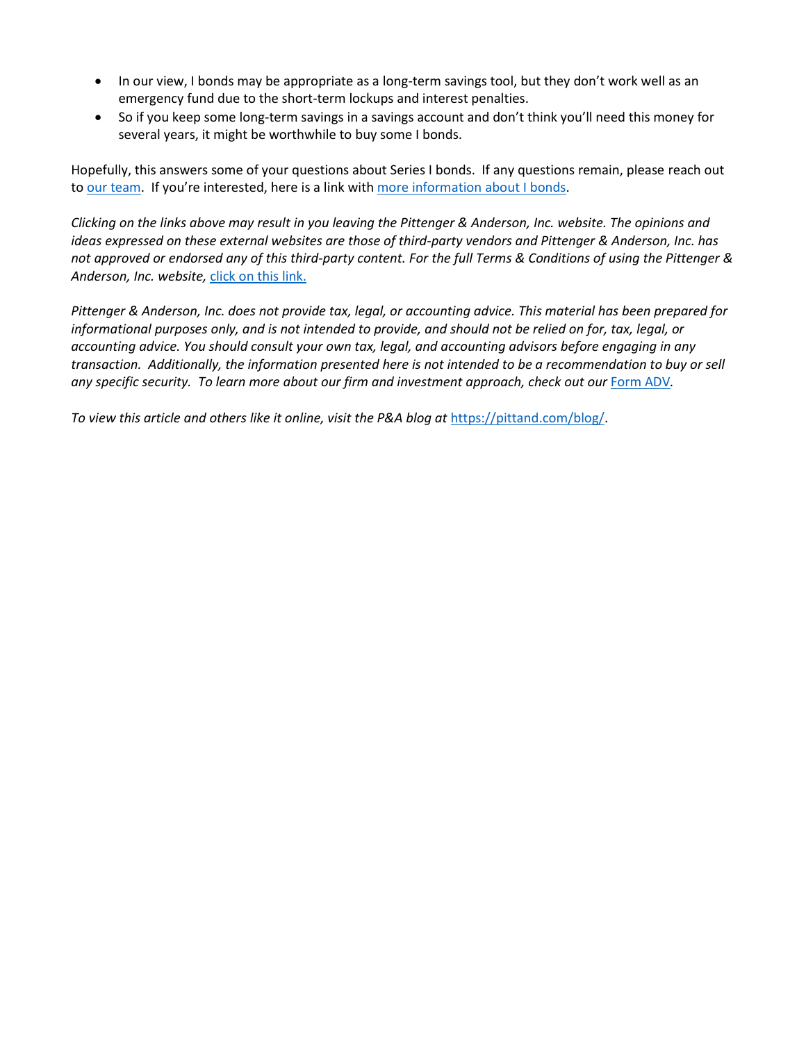- In our view, I bonds may be appropriate as a long-term savings tool, but they don't work well as an emergency fund due to the short-term lockups and interest penalties.
- So if you keep some long-term savings in a savings account and don't think you'll need this money for several years, it might be worthwhile to buy some I bonds.

Hopefully, this answers some of your questions about Series I bonds. If any questions remain, please reach out to our team. If you're interested, here is a link with more information about I bonds.

*Clicking on the links above may result in you leaving the Pittenger & Anderson, Inc. website. The opinions and ideas expressed on these external websites are those of third-party vendors and Pittenger & Anderson, Inc. has not approved or endorsed any of this third-party content. For the full Terms & Conditions of using the Pittenger & Anderson, Inc. website,* click on this link.

*Pittenger & Anderson, Inc. does not provide tax, legal, or accounting advice. This material has been prepared for informational purposes only, and is not intended to provide, and should not be relied on for, tax, legal, or accounting advice. You should consult your own tax, legal, and accounting advisors before engaging in any transaction. Additionally, the information presented here is not intended to be a recommendation to buy or sell any specific security. To learn more about our firm and investment approach, check out our* Form ADV*.*

*To view this article and others like it online, visit the P&A blog at* https://pittand.com/blog/.